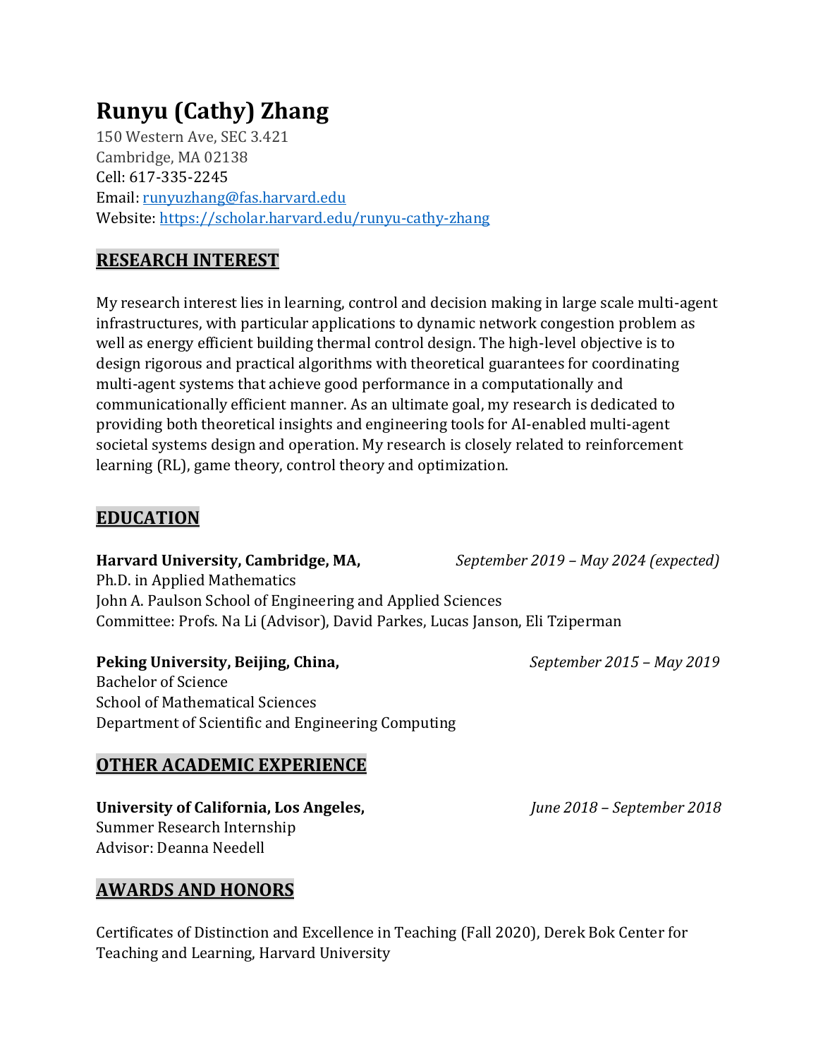# Runyu (Cathy) Zhang

150 Western Ave, SEC 3.421
Cambridge, MA 02138
Cell: 617-335-2245
Email: [runyuzhang@fas.harvard.edu](mailto:runyuzhang@fas.harvard.edu)
Website: [https://scholar.harvard.edu/runyu-cathy-zhang](https://scholar.harvard.edu/runyu-cathy-zhang)

## RESEARCH INTEREST

My research interest lies in learning, control and decision making in large scale multi-agent infrastructures, with particular applications to dynamic network congestion problem as well as energy efficient building thermal control design. The high-level objective is to design rigorous and practical algorithms with theoretical guarantees for coordinating multi-agent systems that achieve good performance in a computationally and communicationally efficient manner. As an ultimate goal, my research is dedicated to providing both theoretical insights and engineering tools for AI-enabled multi-agent societal systems design and operation. My research is closely related to reinforcement learning (RL), game theory, control theory and optimization.

## EDUCATION

**Harvard University, Cambridge, MA,** *September 2019 – May 2024 (expected)*
Ph.D. in Applied Mathematics
John A. Paulson School of Engineering and Applied Sciences
Committee: Profs. Na Li (Advisor), David Parkes, Lucas Janson, Eli Tziperman

**Peking University, Beijing, China,** *September 2015 – May 2019*
Bachelor of Science
School of Mathematical Sciences
Department of Scientific and Engineering Computing

## OTHER ACADEMIC EXPERIENCE

**University of California, Los Angeles,** *June 2018 – September 2018*
Summer Research Internship
Advisor: Deanna Needell

## AWARDS AND HONORS

Certificates of Distinction and Excellence in Teaching (Fall 2020), Derek Bok Center for Teaching and Learning, Harvard University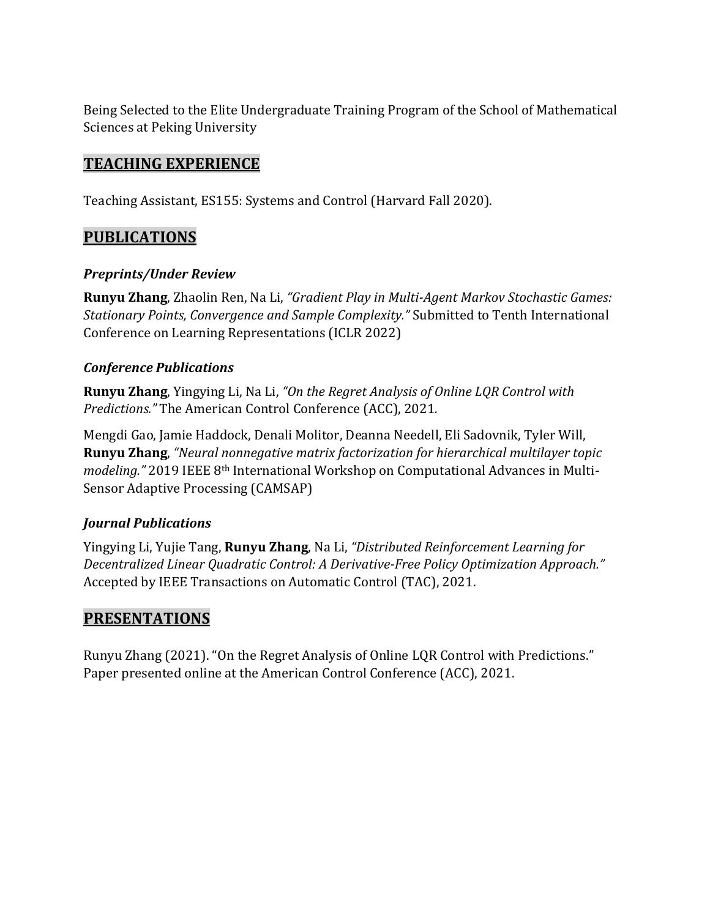Being Selected to the Elite Undergraduate Training Program of the School of Mathematical Sciences at Peking University

## TEACHING EXPERIENCE

Teaching Assistant, ES155: Systems and Control (Harvard Fall 2020).

## PUBLICATIONS

### *Preprints/Under Review*

**Runyu Zhang**, Zhaolin Ren, Na Li, *"Gradient Play in Multi-Agent Markov Stochastic Games: Stationary Points, Convergence and Sample Complexity."* Submitted to Tenth International Conference on Learning Representations (ICLR 2022)

### *Conference Publications*

**Runyu Zhang**, Yingying Li, Na Li, *"On the Regret Analysis of Online LQR Control with Predictions."* The American Control Conference (ACC), 2021.

Mengdi Gao, Jamie Haddock, Denali Molitor, Deanna Needell, Eli Sadovnik, Tyler Will, **Runyu Zhang**, *"Neural nonnegative matrix factorization for hierarchical multilayer topic modeling."* 2019 IEEE 8th International Workshop on Computational Advances in Multi-Sensor Adaptive Processing (CAMSAP)

### *Journal Publications*

Yingying Li, Yujie Tang, **Runyu Zhang**, Na Li, *"Distributed Reinforcement Learning for Decentralized Linear Quadratic Control: A Derivative-Free Policy Optimization Approach."* Accepted by IEEE Transactions on Automatic Control (TAC), 2021.

## PRESENTATIONS

Runyu Zhang (2021). "On the Regret Analysis of Online LQR Control with Predictions." Paper presented online at the American Control Conference (ACC), 2021.